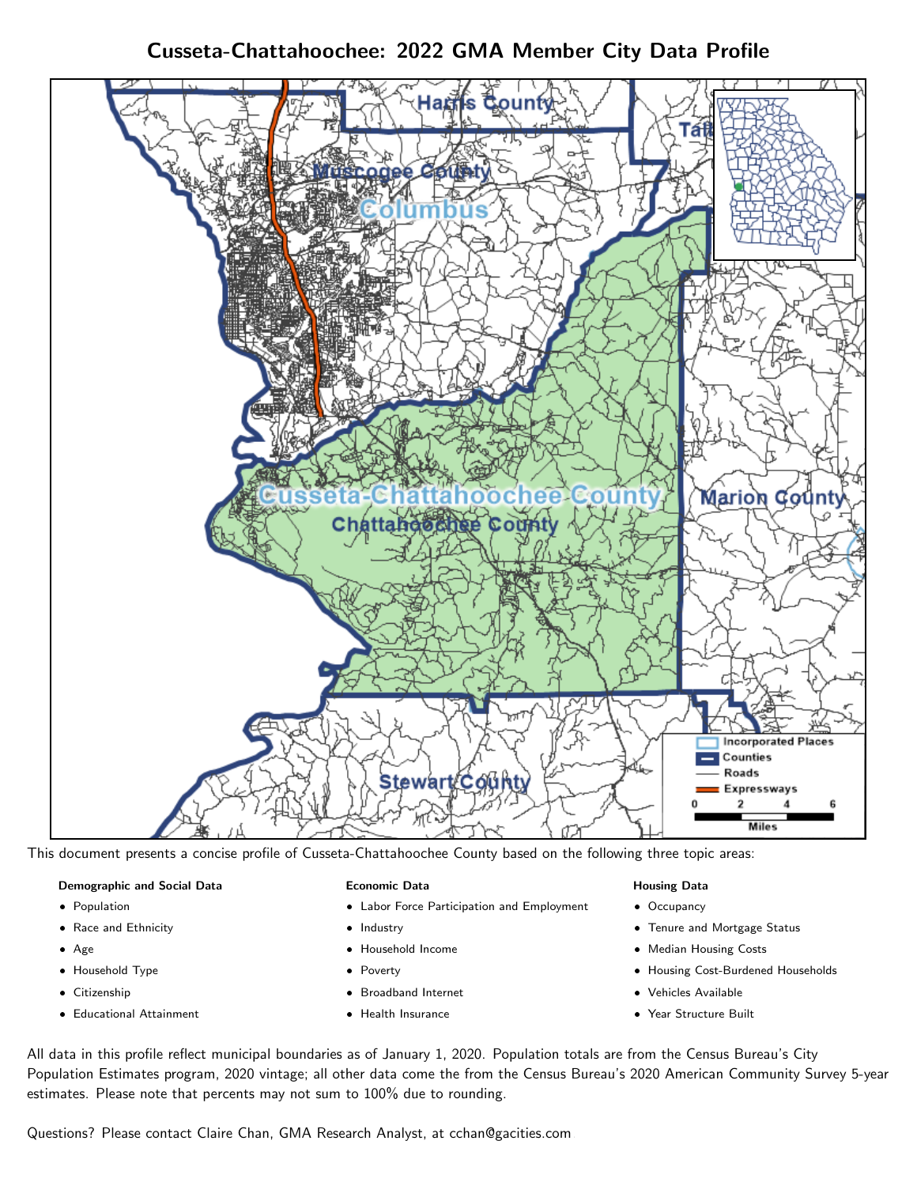# Cusseta-Chattahoochee: 2022 GMA Member City Data Profile

This document presents a concise profile of Cusseta-Chattahoochee County based on the following three topic areas:

**Demographic and Social Data**

- Population
- Race and Ethnicity
- Age
- Household Type
- Citizenship
- Educational Attainment

**Economic Data**

- Labor Force Participation and Employment
- Industry
- Household Income
- Poverty
- Broadband Internet
- Health Insurance

**Housing Data**

- Occupancy
- Tenure and Mortgage Status
- Median Housing Costs
- Housing Cost-Burdened Households
- Vehicles Available
- Year Structure Built

All data in this profile reflect municipal boundaries as of January 1, 2020. Population totals are from the Census Bureau's City Population Estimates program, 2020 vintage; all other data come the from the Census Bureau's 2020 American Community Survey 5-year estimates. Please note that percents may not sum to 100% due to rounding.

Questions? Please contact Claire Chan, GMA Research Analyst, at cchan@gacities.com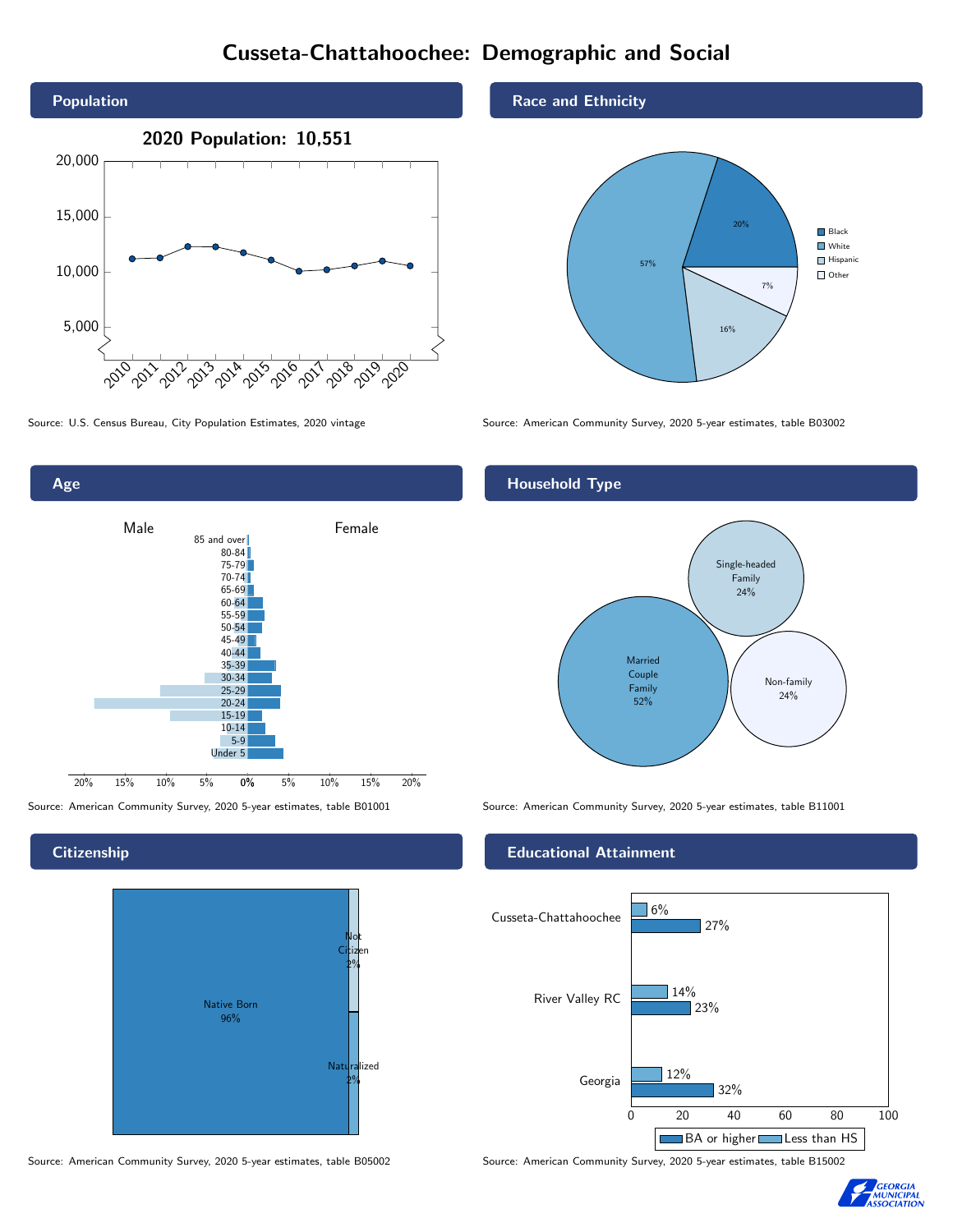# Cusseta-Chattahoochee: Demographic and Social

## Population

**2020 Population: 10,551**

| Year | Population |
|---|---|
| 2010 | ~11,200 |
| 2011 | ~11,300 |
| 2012 | ~12,300 |
| 2013 | ~12,300 |
| 2014 | ~11,800 |
| 2015 | ~11,100 |
| 2016 | ~10,100 |
| 2017 | ~10,200 |
| 2018 | ~10,600 |
| 2019 | ~11,000 |
| 2020 | 10,551 |

Source: U.S. Census Bureau, City Population Estimates, 2020 vintage

## Race and Ethnicity

| Group | Share |
|---|---|
| Black | 20% |
| White | 57% |
| Hispanic | 16% |
| Other | 7% |

Source: American Community Survey, 2020 5-year estimates, table B03002

## Age

Population pyramid (Male / Female) by age group: 85 and over, 80-84, 75-79, 70-74, 65-69, 60-64, 55-59, 50-54, 45-49, 40-44, 35-39, 30-34, 25-29, 20-24, 15-19, 10-14, 5-9, Under 5.

Source: American Community Survey, 2020 5-year estimates, table B01001

## Household Type

| Household Type | Share |
|---|---|
| Married Couple Family | 52% |
| Single-headed Family | 24% |
| Non-family | 24% |

Source: American Community Survey, 2020 5-year estimates, table B11001

## Citizenship

| Status | Share |
|---|---|
| Native Born | 96% |
| Not Citizen | 2% |
| Naturalized | 2% |

Source: American Community Survey, 2020 5-year estimates, table B05002

## Educational Attainment

| Area | Less than HS | BA or higher |
|---|---|---|
| Cusseta-Chattahoochee | 6% | 27% |
| River Valley RC | 14% | 23% |
| Georgia | 12% | 32% |

Source: American Community Survey, 2020 5-year estimates, table B15002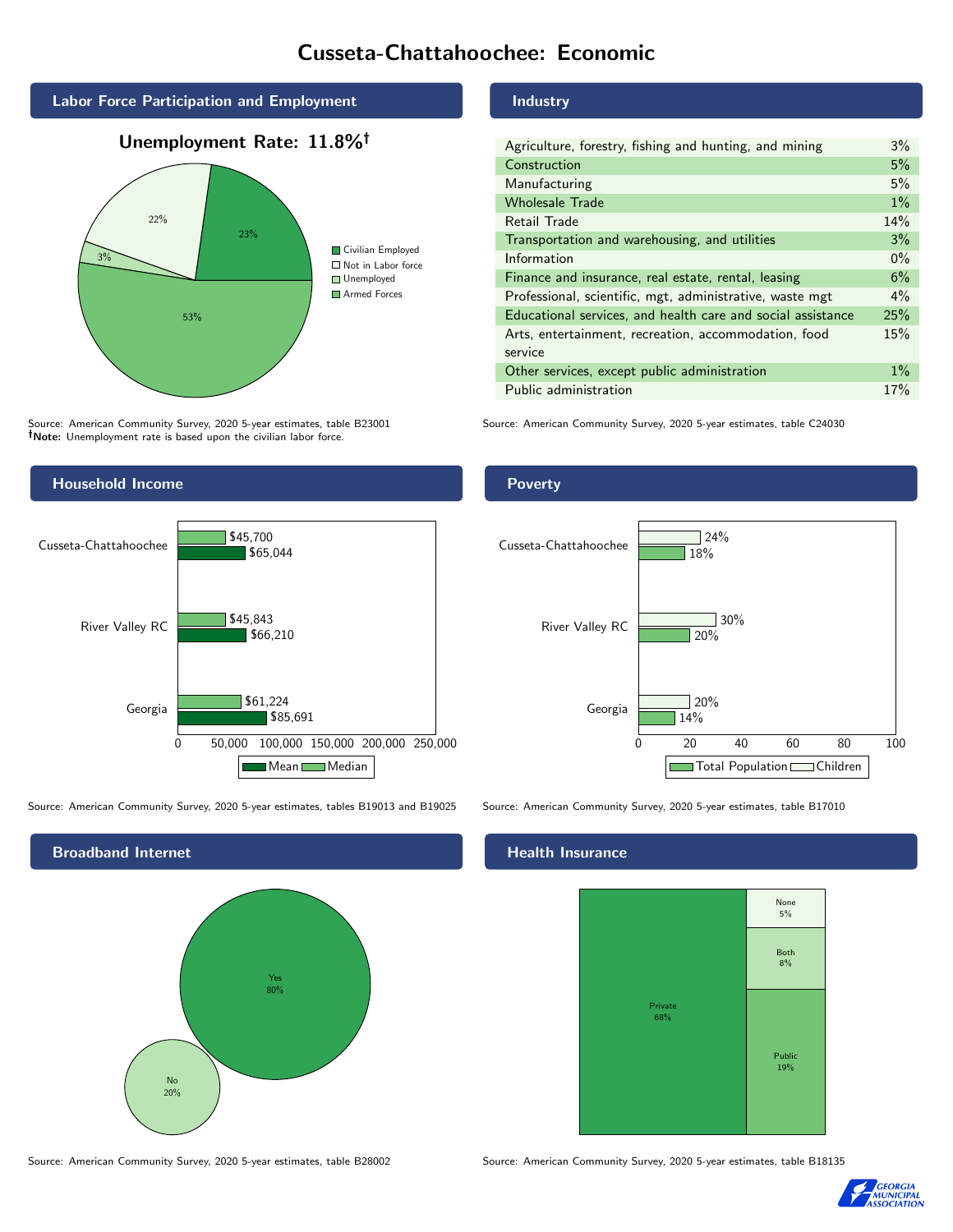# Cusseta-Chattahoochee: Economic

## Labor Force Participation and Employment

**Unemployment Rate: 11.8%†**

| Category | Percent |
|---|---|
| Civilian Employed | 53% |
| Not in Labor force | 22% |
| Unemployed | 3% |
| Armed Forces | 23% |

Source: American Community Survey, 2020 5-year estimates, table B23001
**†Note:** Unemployment rate is based upon the civilian labor force.

## Industry

| Industry | Percent |
|---|---|
| Agriculture, forestry, fishing and hunting, and mining | 3% |
| Construction | 5% |
| Manufacturing | 5% |
| Wholesale Trade | 1% |
| Retail Trade | 14% |
| Transportation and warehousing, and utilities | 3% |
| Information | 0% |
| Finance and insurance, real estate, rental, leasing | 6% |
| Professional, scientific, mgt, administrative, waste mgt | 4% |
| Educational services, and health care and social assistance | 25% |
| Arts, entertainment, recreation, accommodation, food service | 15% |
| Other services, except public administration | 1% |
| Public administration | 17% |

Source: American Community Survey, 2020 5-year estimates, table C24030

## Household Income

| | Median | Mean |
|---|---|---|
| Cusseta-Chattahoochee | $45,700 | $65,044 |
| River Valley RC | $45,843 | $66,210 |
| Georgia | $61,224 | $85,691 |

Source: American Community Survey, 2020 5-year estimates, tables B19013 and B19025

## Poverty

| | Children | Total Population |
|---|---|---|
| Cusseta-Chattahoochee | 24% | 18% |
| River Valley RC | 30% | 20% |
| Georgia | 20% | 14% |

Source: American Community Survey, 2020 5-year estimates, table B17010

## Broadband Internet

| | Percent |
|---|---|
| Yes | 80% |
| No | 20% |

Source: American Community Survey, 2020 5-year estimates, table B28002

## Health Insurance

| Type | Percent |
|---|---|
| Private | 68% |
| Public | 19% |
| Both | 8% |
| None | 5% |

Source: American Community Survey, 2020 5-year estimates, table B18135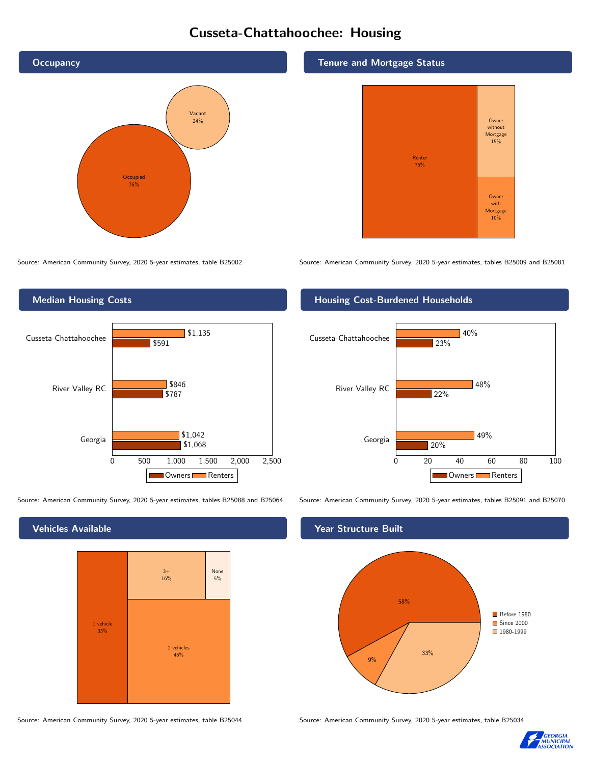# Cusseta-Chattahoochee: Housing

## Occupancy

Vacant
24%

Occupied
76%

Source: American Community Survey, 2020 5-year estimates, table B25002

## Tenure and Mortgage Status

Renter
76%

Owner without Mortgage
15%

Owner with Mortgage
10%

Source: American Community Survey, 2020 5-year estimates, tables B25009 and B25081

## Median Housing Costs

Cusseta-Chattahoochee
$1,135
$591

River Valley RC
$846
$787

Georgia
$1,042
$1,068

0 500 1,000 1,500 2,000 2,500

Owners Renters

Source: American Community Survey, 2020 5-year estimates, tables B25088 and B25064

## Housing Cost-Burdened Households

Cusseta-Chattahoochee
40%
23%

River Valley RC
48%
22%

Georgia
49%
20%

0 20 40 60 80 100

Owners Renters

Source: American Community Survey, 2020 5-year estimates, tables B25091 and B25070

## Vehicles Available

1 vehicle
33%

3+
16%

None
5%

2 vehicles
46%

Source: American Community Survey, 2020 5-year estimates, table B25044

## Year Structure Built

58%

9%

33%

Before 1980
Since 2000
1980-1999

Source: American Community Survey, 2020 5-year estimates, table B25034